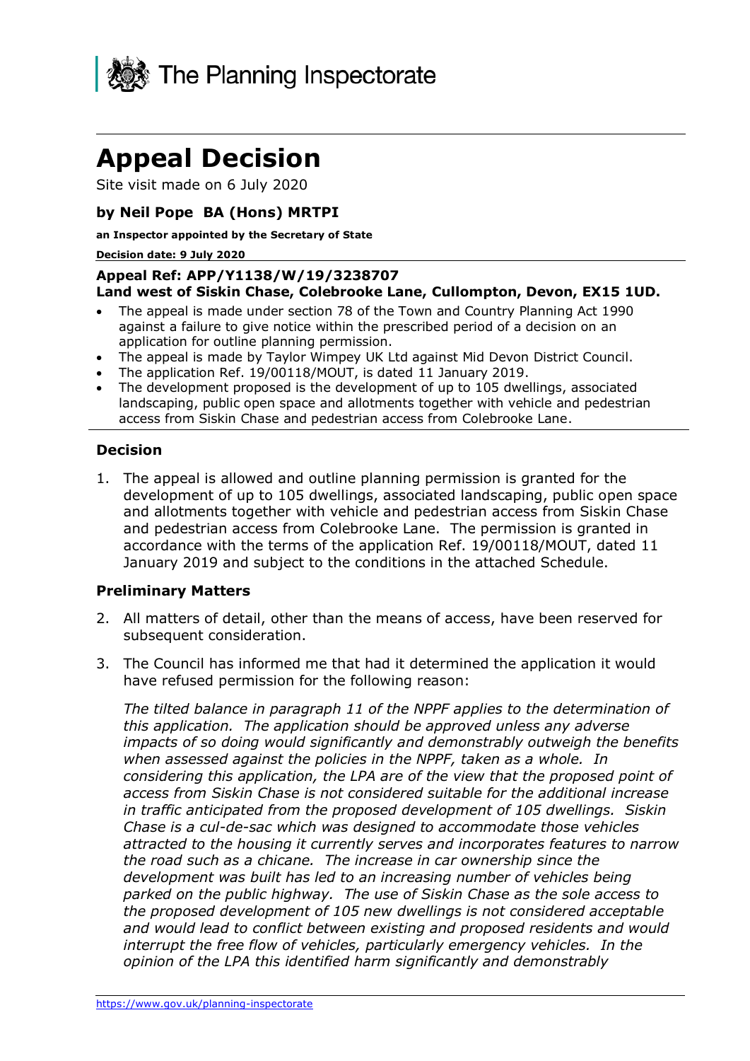The Planning Inspectorate

# Appeal Decision

Site visit made on 6 July 2020

### by Neil Pope BA (Hons) MRTPI

**an Inspector appointed by the Secretary of State**

**Decision date: 9 July 2020**

**Appeal Ref: APP/Y1138/W/19/3238707**
**Land west of Siskin Chase, Colebrooke Lane, Cullompton, Devon, EX15 1UD.**

- The appeal is made under section 78 of the Town and Country Planning Act 1990 against a failure to give notice within the prescribed period of a decision on an application for outline planning permission.
- The appeal is made by Taylor Wimpey UK Ltd against Mid Devon District Council.
- The application Ref. 19/00118/MOUT, is dated 11 January 2019.
- The development proposed is the development of up to 105 dwellings, associated landscaping, public open space and allotments together with vehicle and pedestrian access from Siskin Chase and pedestrian access from Colebrooke Lane.

## Decision

1. The appeal is allowed and outline planning permission is granted for the development of up to 105 dwellings, associated landscaping, public open space and allotments together with vehicle and pedestrian access from Siskin Chase and pedestrian access from Colebrooke Lane. The permission is granted in accordance with the terms of the application Ref. 19/00118/MOUT, dated 11 January 2019 and subject to the conditions in the attached Schedule.

## Preliminary Matters

2. All matters of detail, other than the means of access, have been reserved for subsequent consideration.

3. The Council has informed me that had it determined the application it would have refused permission for the following reason:

   *The tilted balance in paragraph 11 of the NPPF applies to the determination of this application. The application should be approved unless any adverse impacts of so doing would significantly and demonstrably outweigh the benefits when assessed against the policies in the NPPF, taken as a whole. In considering this application, the LPA are of the view that the proposed point of access from Siskin Chase is not considered suitable for the additional increase in traffic anticipated from the proposed development of 105 dwellings. Siskin Chase is a cul-de-sac which was designed to accommodate those vehicles attracted to the housing it currently serves and incorporates features to narrow the road such as a chicane. The increase in car ownership since the development was built has led to an increasing number of vehicles being parked on the public highway. The use of Siskin Chase as the sole access to the proposed development of 105 new dwellings is not considered acceptable and would lead to conflict between existing and proposed residents and would interrupt the free flow of vehicles, particularly emergency vehicles. In the opinion of the LPA this identified harm significantly and demonstrably*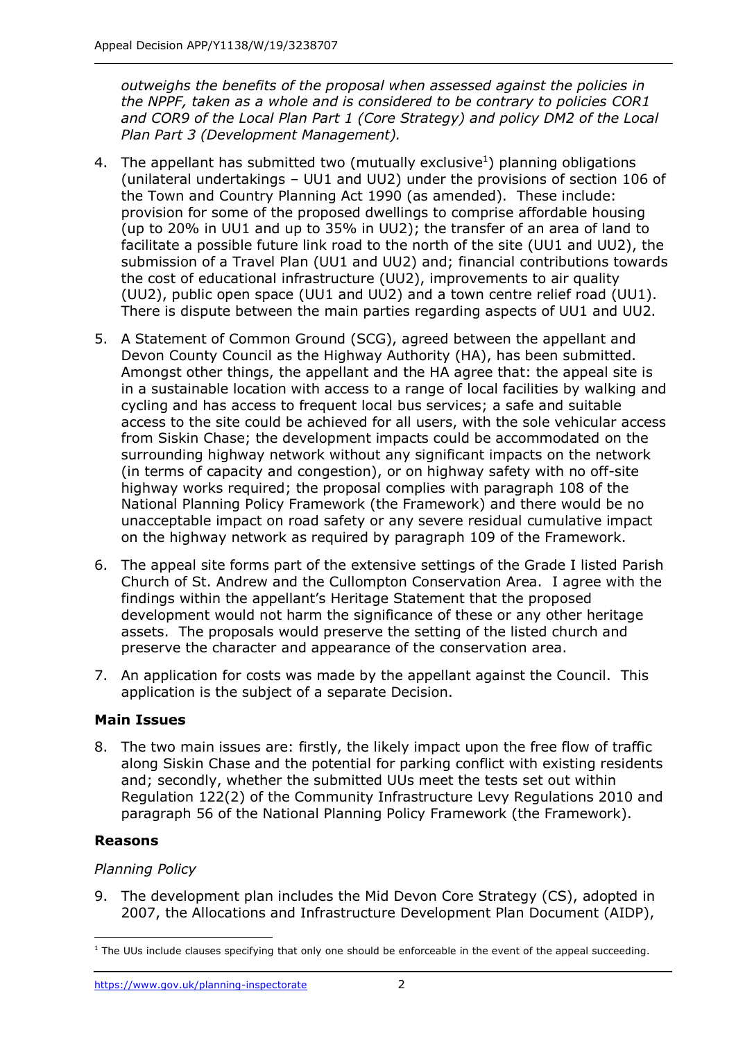*outweighs the benefits of the proposal when assessed against the policies in the NPPF, taken as a whole and is considered to be contrary to policies COR1 and COR9 of the Local Plan Part 1 (Core Strategy) and policy DM2 of the Local Plan Part 3 (Development Management).*

4. The appellant has submitted two (mutually exclusive[1]) planning obligations (unilateral undertakings – UU1 and UU2) under the provisions of section 106 of the Town and Country Planning Act 1990 (as amended). These include: provision for some of the proposed dwellings to comprise affordable housing (up to 20% in UU1 and up to 35% in UU2); the transfer of an area of land to facilitate a possible future link road to the north of the site (UU1 and UU2), the submission of a Travel Plan (UU1 and UU2) and; financial contributions towards the cost of educational infrastructure (UU2), improvements to air quality (UU2), public open space (UU1 and UU2) and a town centre relief road (UU1). There is dispute between the main parties regarding aspects of UU1 and UU2.

5. A Statement of Common Ground (SCG), agreed between the appellant and Devon County Council as the Highway Authority (HA), has been submitted. Amongst other things, the appellant and the HA agree that: the appeal site is in a sustainable location with access to a range of local facilities by walking and cycling and has access to frequent local bus services; a safe and suitable access to the site could be achieved for all users, with the sole vehicular access from Siskin Chase; the development impacts could be accommodated on the surrounding highway network without any significant impacts on the network (in terms of capacity and congestion), or on highway safety with no off-site highway works required; the proposal complies with paragraph 108 of the National Planning Policy Framework (the Framework) and there would be no unacceptable impact on road safety or any severe residual cumulative impact on the highway network as required by paragraph 109 of the Framework.

6. The appeal site forms part of the extensive settings of the Grade I listed Parish Church of St. Andrew and the Cullompton Conservation Area. I agree with the findings within the appellant's Heritage Statement that the proposed development would not harm the significance of these or any other heritage assets. The proposals would preserve the setting of the listed church and preserve the character and appearance of the conservation area.

7. An application for costs was made by the appellant against the Council. This application is the subject of a separate Decision.

## Main Issues

8. The two main issues are: firstly, the likely impact upon the free flow of traffic along Siskin Chase and the potential for parking conflict with existing residents and; secondly, whether the submitted UUs meet the tests set out within Regulation 122(2) of the Community Infrastructure Levy Regulations 2010 and paragraph 56 of the National Planning Policy Framework (the Framework).

## Reasons

### *Planning Policy*

9. The development plan includes the Mid Devon Core Strategy (CS), adopted in 2007, the Allocations and Infrastructure Development Plan Document (AIDP),

[1] The UUs include clauses specifying that only one should be enforceable in the event of the appeal succeeding.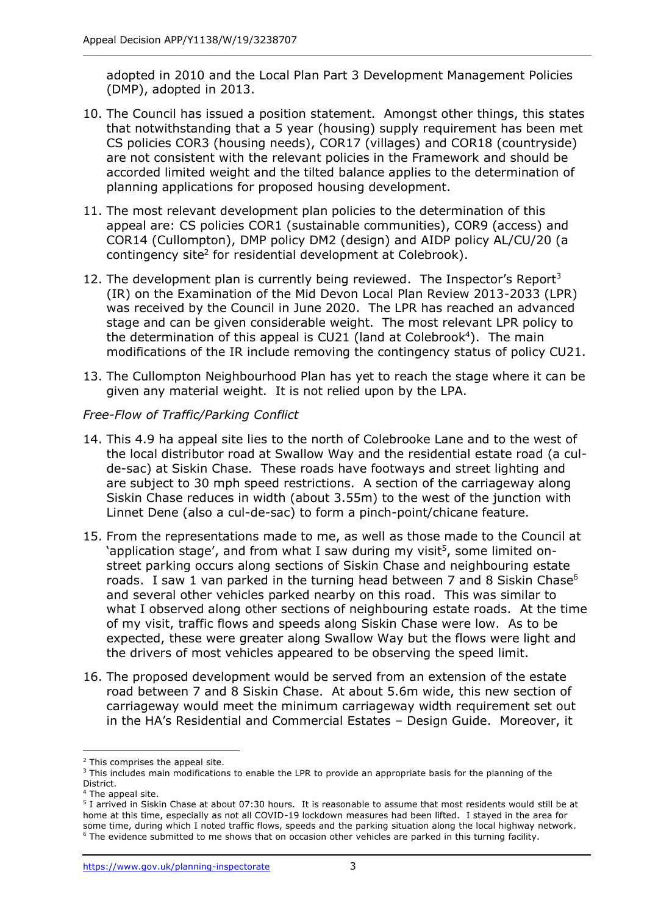adopted in 2010 and the Local Plan Part 3 Development Management Policies (DMP), adopted in 2013.

10. The Council has issued a position statement. Amongst other things, this states that notwithstanding that a 5 year (housing) supply requirement has been met CS policies COR3 (housing needs), COR17 (villages) and COR18 (countryside) are not consistent with the relevant policies in the Framework and should be accorded limited weight and the tilted balance applies to the determination of planning applications for proposed housing development.

11. The most relevant development plan policies to the determination of this appeal are: CS policies COR1 (sustainable communities), COR9 (access) and COR14 (Cullompton), DMP policy DM2 (design) and AIDP policy AL/CU/20 (a contingency site[2] for residential development at Colebrook).

12. The development plan is currently being reviewed. The Inspector's Report[3] (IR) on the Examination of the Mid Devon Local Plan Review 2013-2033 (LPR) was received by the Council in June 2020. The LPR has reached an advanced stage and can be given considerable weight. The most relevant LPR policy to the determination of this appeal is CU21 (land at Colebrook[4]). The main modifications of the IR include removing the contingency status of policy CU21.

13. The Cullompton Neighbourhood Plan has yet to reach the stage where it can be given any material weight. It is not relied upon by the LPA.

*Free-Flow of Traffic/Parking Conflict*

14. This 4.9 ha appeal site lies to the north of Colebrooke Lane and to the west of the local distributor road at Swallow Way and the residential estate road (a cul-de-sac) at Siskin Chase. These roads have footways and street lighting and are subject to 30 mph speed restrictions. A section of the carriageway along Siskin Chase reduces in width (about 3.55m) to the west of the junction with Linnet Dene (also a cul-de-sac) to form a pinch-point/chicane feature.

15. From the representations made to me, as well as those made to the Council at 'application stage', and from what I saw during my visit[5], some limited on-street parking occurs along sections of Siskin Chase and neighbouring estate roads. I saw 1 van parked in the turning head between 7 and 8 Siskin Chase[6] and several other vehicles parked nearby on this road. This was similar to what I observed along other sections of neighbouring estate roads. At the time of my visit, traffic flows and speeds along Siskin Chase were low. As to be expected, these were greater along Swallow Way but the flows were light and the drivers of most vehicles appeared to be observing the speed limit.

16. The proposed development would be served from an extension of the estate road between 7 and 8 Siskin Chase. At about 5.6m wide, this new section of carriageway would meet the minimum carriageway width requirement set out in the HA's Residential and Commercial Estates – Design Guide. Moreover, it

---

[2] This comprises the appeal site.

[3] This includes main modifications to enable the LPR to provide an appropriate basis for the planning of the District.

[4] The appeal site.

[5] I arrived in Siskin Chase at about 07:30 hours. It is reasonable to assume that most residents would still be at home at this time, especially as not all COVID-19 lockdown measures had been lifted. I stayed in the area for some time, during which I noted traffic flows, speeds and the parking situation along the local highway network.

[6] The evidence submitted to me shows that on occasion other vehicles are parked in this turning facility.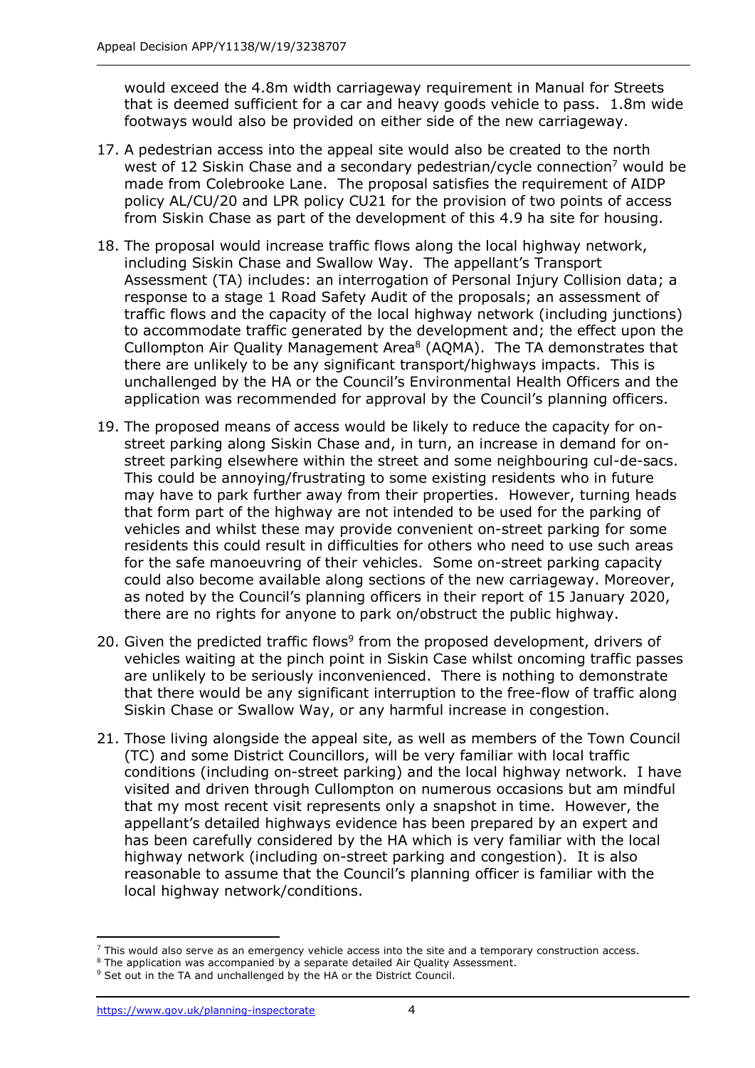would exceed the 4.8m width carriageway requirement in Manual for Streets that is deemed sufficient for a car and heavy goods vehicle to pass. 1.8m wide footways would also be provided on either side of the new carriageway.

17. A pedestrian access into the appeal site would also be created to the north west of 12 Siskin Chase and a secondary pedestrian/cycle connection[7] would be made from Colebrooke Lane. The proposal satisfies the requirement of AIDP policy AL/CU/20 and LPR policy CU21 for the provision of two points of access from Siskin Chase as part of the development of this 4.9 ha site for housing.

18. The proposal would increase traffic flows along the local highway network, including Siskin Chase and Swallow Way. The appellant's Transport Assessment (TA) includes: an interrogation of Personal Injury Collision data; a response to a stage 1 Road Safety Audit of the proposals; an assessment of traffic flows and the capacity of the local highway network (including junctions) to accommodate traffic generated by the development and; the effect upon the Cullompton Air Quality Management Area[8] (AQMA). The TA demonstrates that there are unlikely to be any significant transport/highways impacts. This is unchallenged by the HA or the Council's Environmental Health Officers and the application was recommended for approval by the Council's planning officers.

19. The proposed means of access would be likely to reduce the capacity for on-street parking along Siskin Chase and, in turn, an increase in demand for on-street parking elsewhere within the street and some neighbouring cul-de-sacs. This could be annoying/frustrating to some existing residents who in future may have to park further away from their properties. However, turning heads that form part of the highway are not intended to be used for the parking of vehicles and whilst these may provide convenient on-street parking for some residents this could result in difficulties for others who need to use such areas for the safe manoeuvring of their vehicles. Some on-street parking capacity could also become available along sections of the new carriageway. Moreover, as noted by the Council's planning officers in their report of 15 January 2020, there are no rights for anyone to park on/obstruct the public highway.

20. Given the predicted traffic flows[9] from the proposed development, drivers of vehicles waiting at the pinch point in Siskin Case whilst oncoming traffic passes are unlikely to be seriously inconvenienced. There is nothing to demonstrate that there would be any significant interruption to the free-flow of traffic along Siskin Chase or Swallow Way, or any harmful increase in congestion.

21. Those living alongside the appeal site, as well as members of the Town Council (TC) and some District Councillors, will be very familiar with local traffic conditions (including on-street parking) and the local highway network. I have visited and driven through Cullompton on numerous occasions but am mindful that my most recent visit represents only a snapshot in time. However, the appellant's detailed highways evidence has been prepared by an expert and has been carefully considered by the HA which is very familiar with the local highway network (including on-street parking and congestion). It is also reasonable to assume that the Council's planning officer is familiar with the local highway network/conditions.

---

[7] This would also serve as an emergency vehicle access into the site and a temporary construction access.

[8] The application was accompanied by a separate detailed Air Quality Assessment.

[9] Set out in the TA and unchallenged by the HA or the District Council.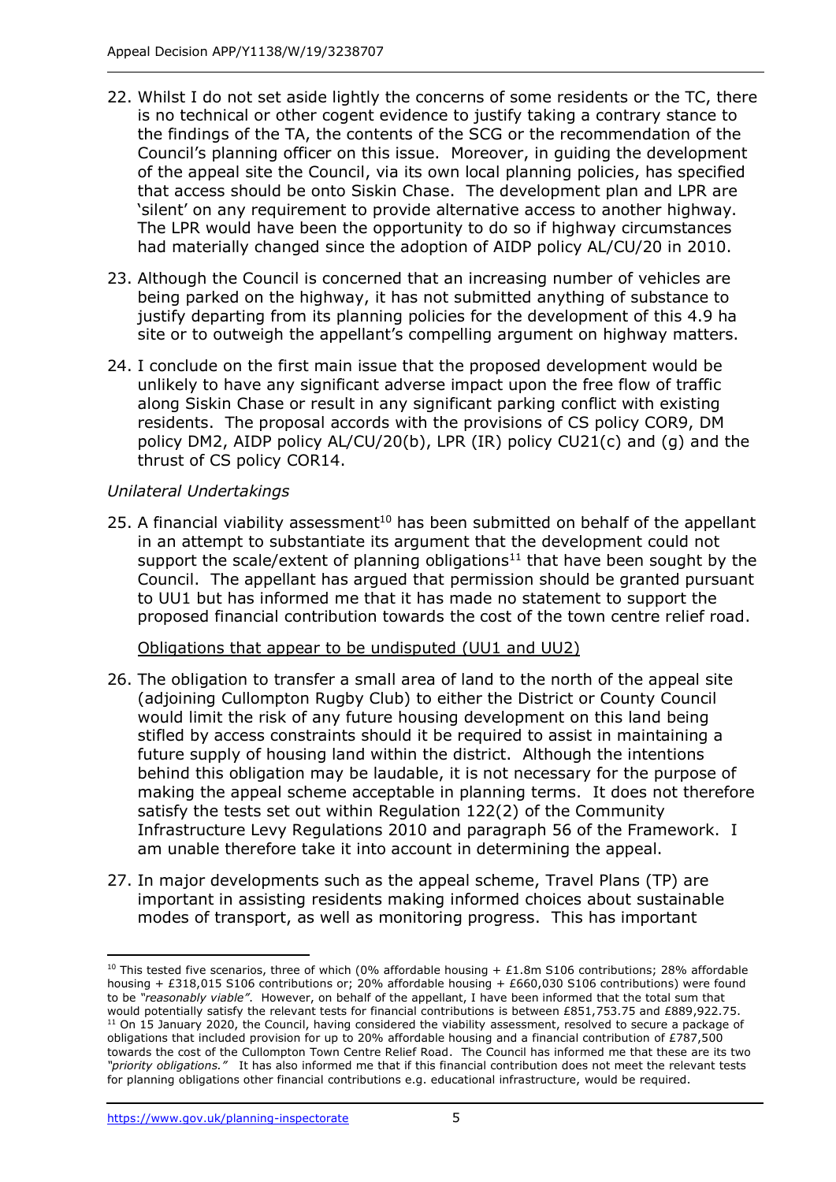22. Whilst I do not set aside lightly the concerns of some residents or the TC, there is no technical or other cogent evidence to justify taking a contrary stance to the findings of the TA, the contents of the SCG or the recommendation of the Council's planning officer on this issue. Moreover, in guiding the development of the appeal site the Council, via its own local planning policies, has specified that access should be onto Siskin Chase. The development plan and LPR are 'silent' on any requirement to provide alternative access to another highway. The LPR would have been the opportunity to do so if highway circumstances had materially changed since the adoption of AIDP policy AL/CU/20 in 2010.

23. Although the Council is concerned that an increasing number of vehicles are being parked on the highway, it has not submitted anything of substance to justify departing from its planning policies for the development of this 4.9 ha site or to outweigh the appellant's compelling argument on highway matters.

24. I conclude on the first main issue that the proposed development would be unlikely to have any significant adverse impact upon the free flow of traffic along Siskin Chase or result in any significant parking conflict with existing residents. The proposal accords with the provisions of CS policy COR9, DM policy DM2, AIDP policy AL/CU/20(b), LPR (IR) policy CU21(c) and (g) and the thrust of CS policy COR14.

*Unilateral Undertakings*

25. A financial viability assessment[10] has been submitted on behalf of the appellant in an attempt to substantiate its argument that the development could not support the scale/extent of planning obligations[11] that have been sought by the Council. The appellant has argued that permission should be granted pursuant to UU1 but has informed me that it has made no statement to support the proposed financial contribution towards the cost of the town centre relief road.

<u>Obligations that appear to be undisputed (UU1 and UU2)</u>

26. The obligation to transfer a small area of land to the north of the appeal site (adjoining Cullompton Rugby Club) to either the District or County Council would limit the risk of any future housing development on this land being stifled by access constraints should it be required to assist in maintaining a future supply of housing land within the district. Although the intentions behind this obligation may be laudable, it is not necessary for the purpose of making the appeal scheme acceptable in planning terms. It does not therefore satisfy the tests set out within Regulation 122(2) of the Community Infrastructure Levy Regulations 2010 and paragraph 56 of the Framework. I am unable therefore take it into account in determining the appeal.

27. In major developments such as the appeal scheme, Travel Plans (TP) are important in assisting residents making informed choices about sustainable modes of transport, as well as monitoring progress. This has important

---

[10] This tested five scenarios, three of which (0% affordable housing + £1.8m S106 contributions; 28% affordable housing + £318,015 S106 contributions or; 20% affordable housing + £660,030 S106 contributions) were found to be *"reasonably viable"*. However, on behalf of the appellant, I have been informed that the total sum that would potentially satisfy the relevant tests for financial contributions is between £851,753.75 and £889,922.75.

[11] On 15 January 2020, the Council, having considered the viability assessment, resolved to secure a package of obligations that included provision for up to 20% affordable housing and a financial contribution of £787,500 towards the cost of the Cullompton Town Centre Relief Road. The Council has informed me that these are its two *"priority obligations."* It has also informed me that if this financial contribution does not meet the relevant tests for planning obligations other financial contributions e.g. educational infrastructure, would be required.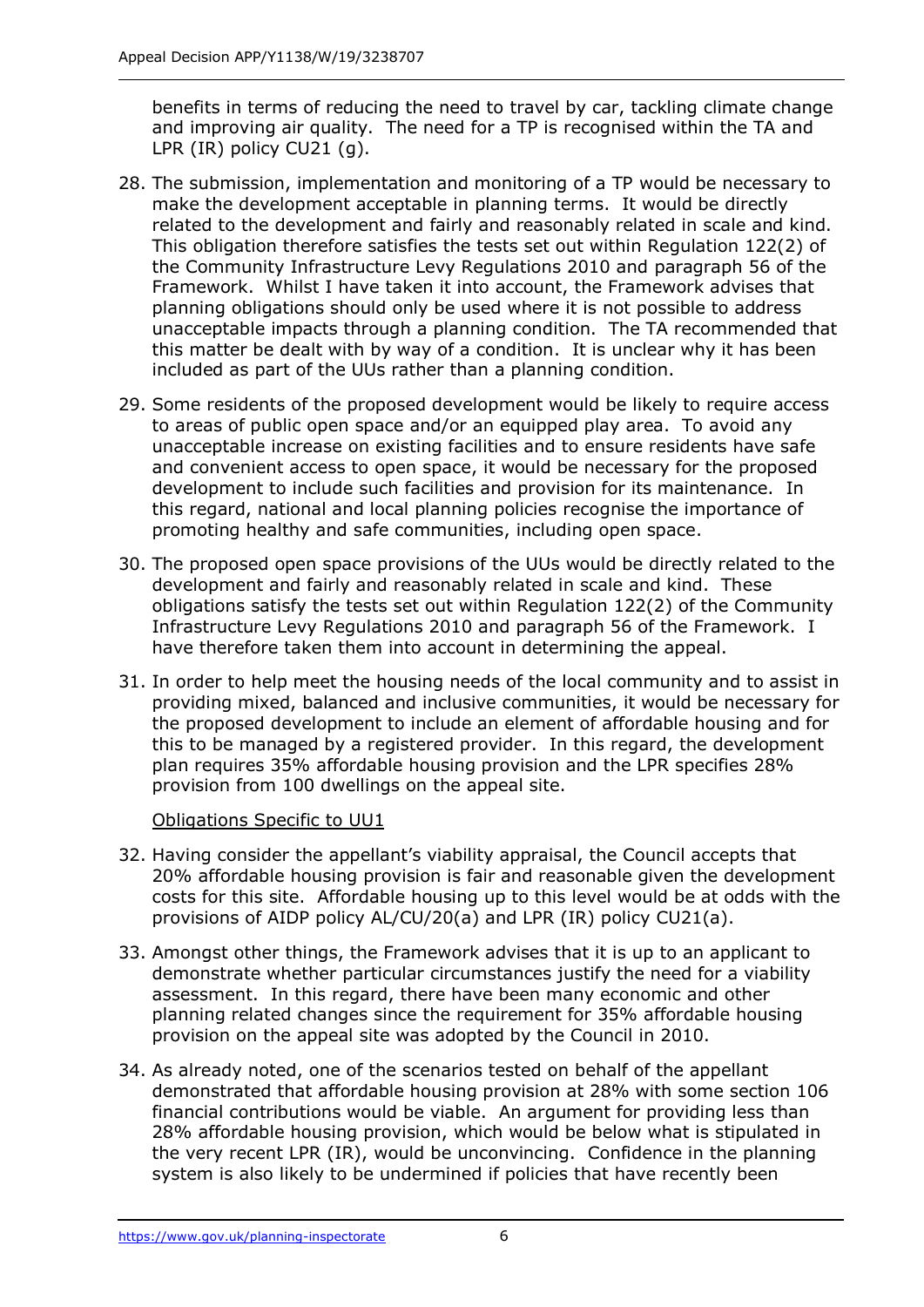benefits in terms of reducing the need to travel by car, tackling climate change and improving air quality. The need for a TP is recognised within the TA and LPR (IR) policy CU21 (g).

28. The submission, implementation and monitoring of a TP would be necessary to make the development acceptable in planning terms. It would be directly related to the development and fairly and reasonably related in scale and kind. This obligation therefore satisfies the tests set out within Regulation 122(2) of the Community Infrastructure Levy Regulations 2010 and paragraph 56 of the Framework. Whilst I have taken it into account, the Framework advises that planning obligations should only be used where it is not possible to address unacceptable impacts through a planning condition. The TA recommended that this matter be dealt with by way of a condition. It is unclear why it has been included as part of the UUs rather than a planning condition.

29. Some residents of the proposed development would be likely to require access to areas of public open space and/or an equipped play area. To avoid any unacceptable increase on existing facilities and to ensure residents have safe and convenient access to open space, it would be necessary for the proposed development to include such facilities and provision for its maintenance. In this regard, national and local planning policies recognise the importance of promoting healthy and safe communities, including open space.

30. The proposed open space provisions of the UUs would be directly related to the development and fairly and reasonably related in scale and kind. These obligations satisfy the tests set out within Regulation 122(2) of the Community Infrastructure Levy Regulations 2010 and paragraph 56 of the Framework. I have therefore taken them into account in determining the appeal.

31. In order to help meet the housing needs of the local community and to assist in providing mixed, balanced and inclusive communities, it would be necessary for the proposed development to include an element of affordable housing and for this to be managed by a registered provider. In this regard, the development plan requires 35% affordable housing provision and the LPR specifies 28% provision from 100 dwellings on the appeal site.

<u>Obligations Specific to UU1</u>

32. Having consider the appellant's viability appraisal, the Council accepts that 20% affordable housing provision is fair and reasonable given the development costs for this site. Affordable housing up to this level would be at odds with the provisions of AIDP policy AL/CU/20(a) and LPR (IR) policy CU21(a).

33. Amongst other things, the Framework advises that it is up to an applicant to demonstrate whether particular circumstances justify the need for a viability assessment. In this regard, there have been many economic and other planning related changes since the requirement for 35% affordable housing provision on the appeal site was adopted by the Council in 2010.

34. As already noted, one of the scenarios tested on behalf of the appellant demonstrated that affordable housing provision at 28% with some section 106 financial contributions would be viable. An argument for providing less than 28% affordable housing provision, which would be below what is stipulated in the very recent LPR (IR), would be unconvincing. Confidence in the planning system is also likely to be undermined if policies that have recently been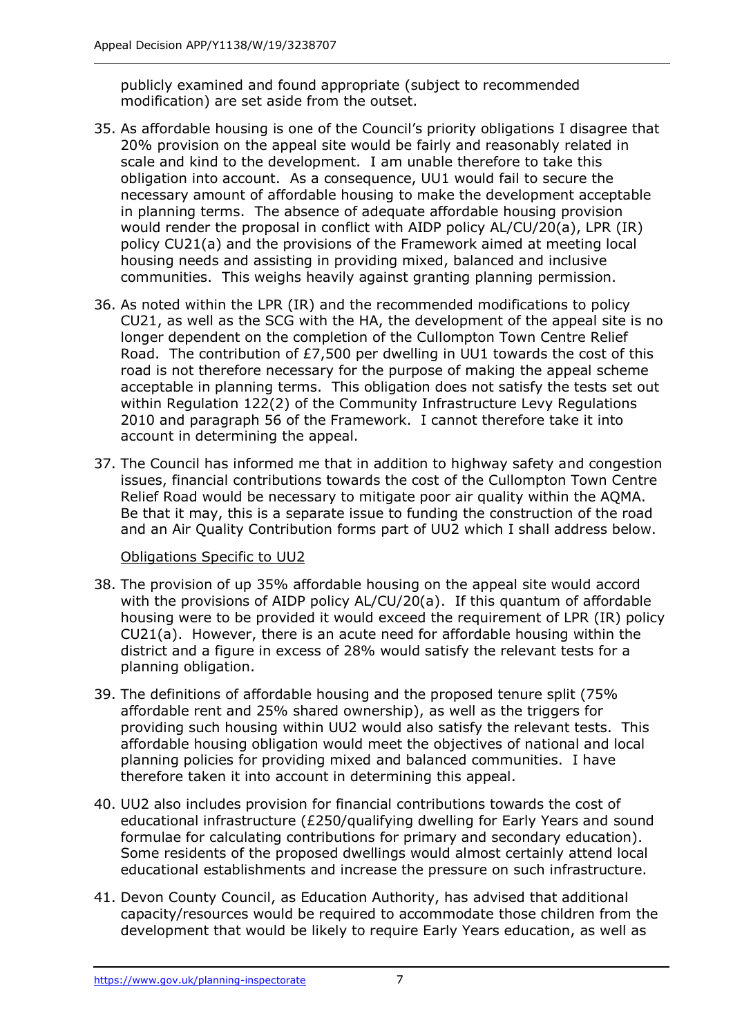publicly examined and found appropriate (subject to recommended modification) are set aside from the outset.

35. As affordable housing is one of the Council's priority obligations I disagree that 20% provision on the appeal site would be fairly and reasonably related in scale and kind to the development. I am unable therefore to take this obligation into account. As a consequence, UU1 would fail to secure the necessary amount of affordable housing to make the development acceptable in planning terms. The absence of adequate affordable housing provision would render the proposal in conflict with AIDP policy AL/CU/20(a), LPR (IR) policy CU21(a) and the provisions of the Framework aimed at meeting local housing needs and assisting in providing mixed, balanced and inclusive communities. This weighs heavily against granting planning permission.

36. As noted within the LPR (IR) and the recommended modifications to policy CU21, as well as the SCG with the HA, the development of the appeal site is no longer dependent on the completion of the Cullompton Town Centre Relief Road. The contribution of £7,500 per dwelling in UU1 towards the cost of this road is not therefore necessary for the purpose of making the appeal scheme acceptable in planning terms. This obligation does not satisfy the tests set out within Regulation 122(2) of the Community Infrastructure Levy Regulations 2010 and paragraph 56 of the Framework. I cannot therefore take it into account in determining the appeal.

37. The Council has informed me that in addition to highway safety and congestion issues, financial contributions towards the cost of the Cullompton Town Centre Relief Road would be necessary to mitigate poor air quality within the AQMA. Be that it may, this is a separate issue to funding the construction of the road and an Air Quality Contribution forms part of UU2 which I shall address below.

<u>Obligations Specific to UU2</u>

38. The provision of up 35% affordable housing on the appeal site would accord with the provisions of AIDP policy AL/CU/20(a). If this quantum of affordable housing were to be provided it would exceed the requirement of LPR (IR) policy CU21(a). However, there is an acute need for affordable housing within the district and a figure in excess of 28% would satisfy the relevant tests for a planning obligation.

39. The definitions of affordable housing and the proposed tenure split (75% affordable rent and 25% shared ownership), as well as the triggers for providing such housing within UU2 would also satisfy the relevant tests. This affordable housing obligation would meet the objectives of national and local planning policies for providing mixed and balanced communities. I have therefore taken it into account in determining this appeal.

40. UU2 also includes provision for financial contributions towards the cost of educational infrastructure (£250/qualifying dwelling for Early Years and sound formulae for calculating contributions for primary and secondary education). Some residents of the proposed dwellings would almost certainly attend local educational establishments and increase the pressure on such infrastructure.

41. Devon County Council, as Education Authority, has advised that additional capacity/resources would be required to accommodate those children from the development that would be likely to require Early Years education, as well as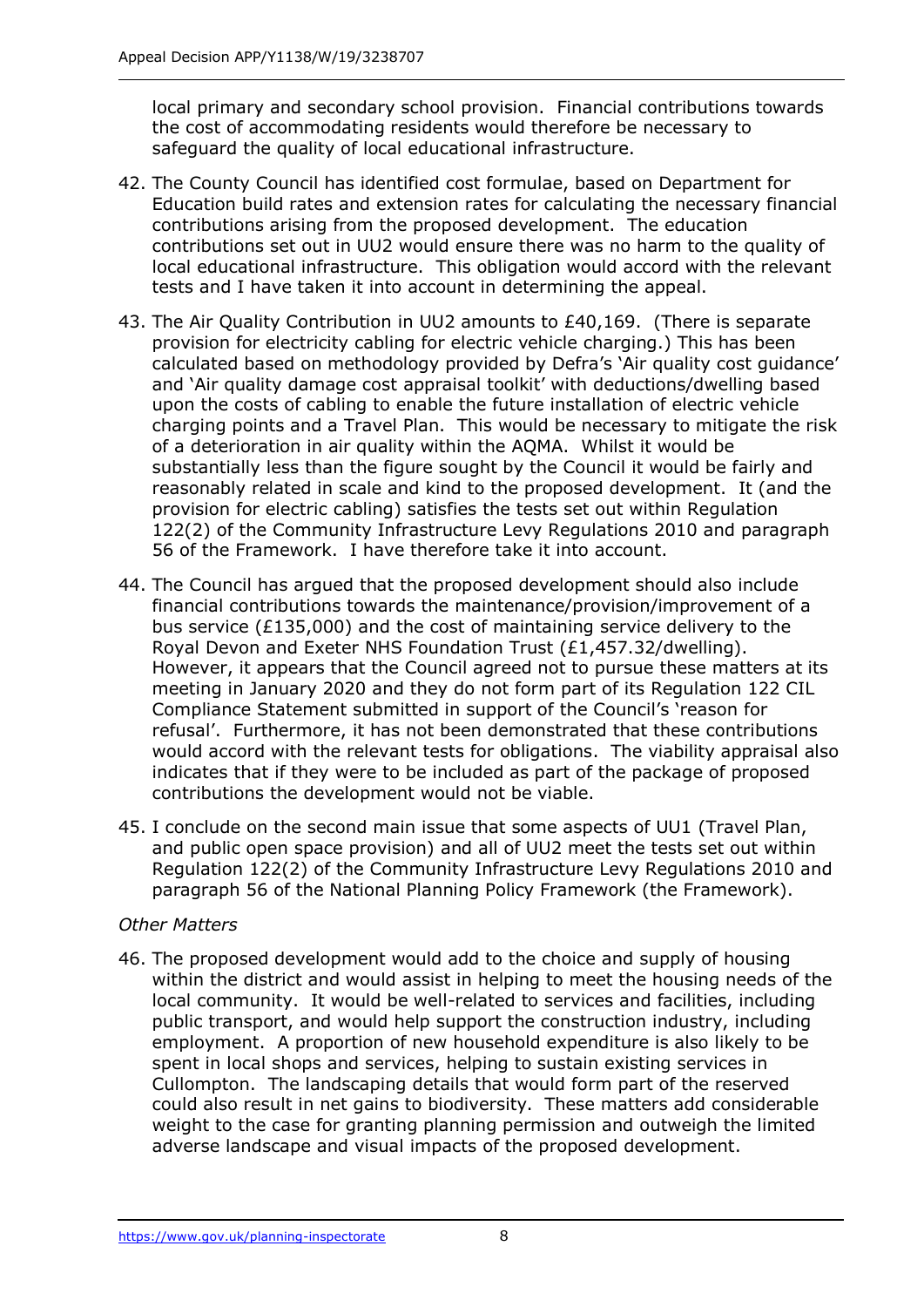local primary and secondary school provision. Financial contributions towards the cost of accommodating residents would therefore be necessary to safeguard the quality of local educational infrastructure.

42. The County Council has identified cost formulae, based on Department for Education build rates and extension rates for calculating the necessary financial contributions arising from the proposed development. The education contributions set out in UU2 would ensure there was no harm to the quality of local educational infrastructure. This obligation would accord with the relevant tests and I have taken it into account in determining the appeal.

43. The Air Quality Contribution in UU2 amounts to £40,169. (There is separate provision for electricity cabling for electric vehicle charging.) This has been calculated based on methodology provided by Defra's 'Air quality cost guidance' and 'Air quality damage cost appraisal toolkit' with deductions/dwelling based upon the costs of cabling to enable the future installation of electric vehicle charging points and a Travel Plan. This would be necessary to mitigate the risk of a deterioration in air quality within the AQMA. Whilst it would be substantially less than the figure sought by the Council it would be fairly and reasonably related in scale and kind to the proposed development. It (and the provision for electric cabling) satisfies the tests set out within Regulation 122(2) of the Community Infrastructure Levy Regulations 2010 and paragraph 56 of the Framework. I have therefore take it into account.

44. The Council has argued that the proposed development should also include financial contributions towards the maintenance/provision/improvement of a bus service (£135,000) and the cost of maintaining service delivery to the Royal Devon and Exeter NHS Foundation Trust (£1,457.32/dwelling). However, it appears that the Council agreed not to pursue these matters at its meeting in January 2020 and they do not form part of its Regulation 122 CIL Compliance Statement submitted in support of the Council's 'reason for refusal'. Furthermore, it has not been demonstrated that these contributions would accord with the relevant tests for obligations. The viability appraisal also indicates that if they were to be included as part of the package of proposed contributions the development would not be viable.

45. I conclude on the second main issue that some aspects of UU1 (Travel Plan, and public open space provision) and all of UU2 meet the tests set out within Regulation 122(2) of the Community Infrastructure Levy Regulations 2010 and paragraph 56 of the National Planning Policy Framework (the Framework).

*Other Matters*

46. The proposed development would add to the choice and supply of housing within the district and would assist in helping to meet the housing needs of the local community. It would be well-related to services and facilities, including public transport, and would help support the construction industry, including employment. A proportion of new household expenditure is also likely to be spent in local shops and services, helping to sustain existing services in Cullompton. The landscaping details that would form part of the reserved could also result in net gains to biodiversity. These matters add considerable weight to the case for granting planning permission and outweigh the limited adverse landscape and visual impacts of the proposed development.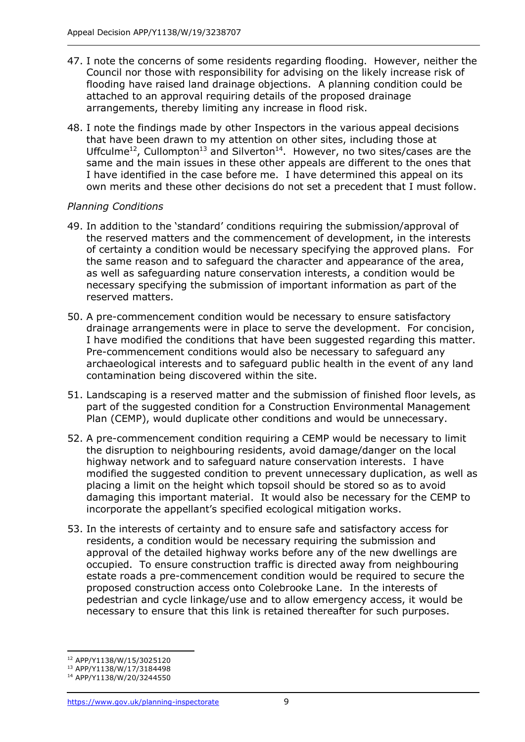47. I note the concerns of some residents regarding flooding. However, neither the Council nor those with responsibility for advising on the likely increase risk of flooding have raised land drainage objections. A planning condition could be attached to an approval requiring details of the proposed drainage arrangements, thereby limiting any increase in flood risk.

48. I note the findings made by other Inspectors in the various appeal decisions that have been drawn to my attention on other sites, including those at Uffculme[12], Cullompton[13] and Silverton[14]. However, no two sites/cases are the same and the main issues in these other appeals are different to the ones that I have identified in the case before me. I have determined this appeal on its own merits and these other decisions do not set a precedent that I must follow.

*Planning Conditions*

49. In addition to the 'standard' conditions requiring the submission/approval of the reserved matters and the commencement of development, in the interests of certainty a condition would be necessary specifying the approved plans. For the same reason and to safeguard the character and appearance of the area, as well as safeguarding nature conservation interests, a condition would be necessary specifying the submission of important information as part of the reserved matters.

50. A pre-commencement condition would be necessary to ensure satisfactory drainage arrangements were in place to serve the development. For concision, I have modified the conditions that have been suggested regarding this matter. Pre-commencement conditions would also be necessary to safeguard any archaeological interests and to safeguard public health in the event of any land contamination being discovered within the site.

51. Landscaping is a reserved matter and the submission of finished floor levels, as part of the suggested condition for a Construction Environmental Management Plan (CEMP), would duplicate other conditions and would be unnecessary.

52. A pre-commencement condition requiring a CEMP would be necessary to limit the disruption to neighbouring residents, avoid damage/danger on the local highway network and to safeguard nature conservation interests. I have modified the suggested condition to prevent unnecessary duplication, as well as placing a limit on the height which topsoil should be stored so as to avoid damaging this important material. It would also be necessary for the CEMP to incorporate the appellant's specified ecological mitigation works.

53. In the interests of certainty and to ensure safe and satisfactory access for residents, a condition would be necessary requiring the submission and approval of the detailed highway works before any of the new dwellings are occupied. To ensure construction traffic is directed away from neighbouring estate roads a pre-commencement condition would be required to secure the proposed construction access onto Colebrooke Lane. In the interests of pedestrian and cycle linkage/use and to allow emergency access, it would be necessary to ensure that this link is retained thereafter for such purposes.

---

[12] APP/Y1138/W/15/3025120

[13] APP/Y1138/W/17/3184498

[14] APP/Y1138/W/20/3244550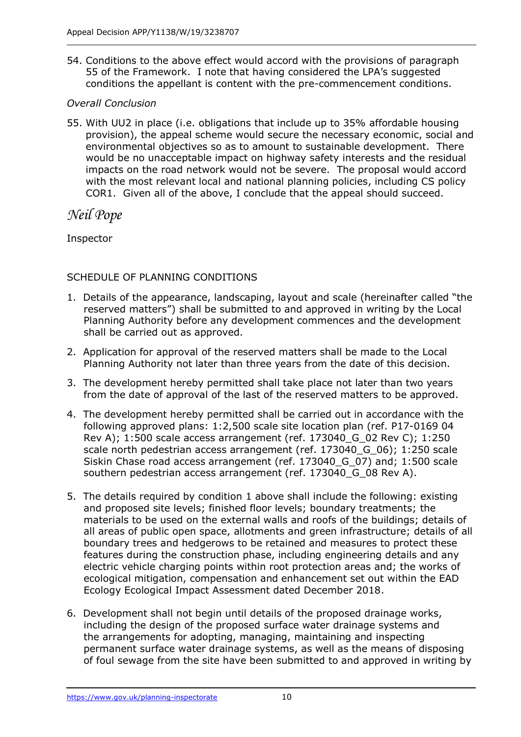54. Conditions to the above effect would accord with the provisions of paragraph 55 of the Framework. I note that having considered the LPA's suggested conditions the appellant is content with the pre-commencement conditions.

*Overall Conclusion*

55. With UU2 in place (i.e. obligations that include up to 35% affordable housing provision), the appeal scheme would secure the necessary economic, social and environmental objectives so as to amount to sustainable development. There would be no unacceptable impact on highway safety interests and the residual impacts on the road network would not be severe. The proposal would accord with the most relevant local and national planning policies, including CS policy COR1. Given all of the above, I conclude that the appeal should succeed.

*Neil Pope*

Inspector

SCHEDULE OF PLANNING CONDITIONS

1. Details of the appearance, landscaping, layout and scale (hereinafter called "the reserved matters") shall be submitted to and approved in writing by the Local Planning Authority before any development commences and the development shall be carried out as approved.

2. Application for approval of the reserved matters shall be made to the Local Planning Authority not later than three years from the date of this decision.

3. The development hereby permitted shall take place not later than two years from the date of approval of the last of the reserved matters to be approved.

4. The development hereby permitted shall be carried out in accordance with the following approved plans: 1:2,500 scale site location plan (ref. P17-0169 04 Rev A); 1:500 scale access arrangement (ref. 173040_G_02 Rev C); 1:250 scale north pedestrian access arrangement (ref. 173040_G_06); 1:250 scale Siskin Chase road access arrangement (ref. 173040_G_07) and; 1:500 scale southern pedestrian access arrangement (ref. 173040_G_08 Rev A).

5. The details required by condition 1 above shall include the following: existing and proposed site levels; finished floor levels; boundary treatments; the materials to be used on the external walls and roofs of the buildings; details of all areas of public open space, allotments and green infrastructure; details of all boundary trees and hedgerows to be retained and measures to protect these features during the construction phase, including engineering details and any electric vehicle charging points within root protection areas and; the works of ecological mitigation, compensation and enhancement set out within the EAD Ecology Ecological Impact Assessment dated December 2018.

6. Development shall not begin until details of the proposed drainage works, including the design of the proposed surface water drainage systems and the arrangements for adopting, managing, maintaining and inspecting permanent surface water drainage systems, as well as the means of disposing of foul sewage from the site have been submitted to and approved in writing by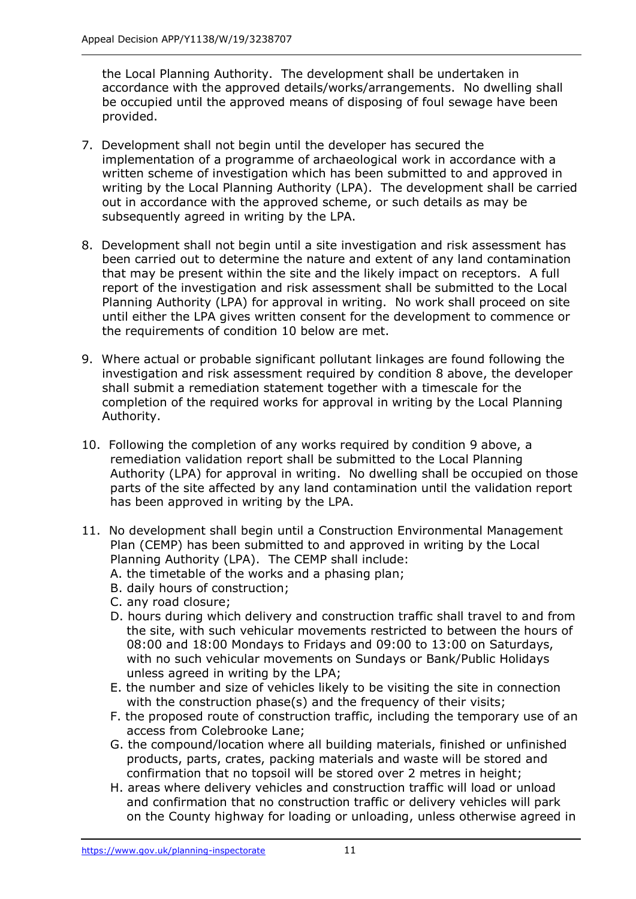the Local Planning Authority. The development shall be undertaken in accordance with the approved details/works/arrangements. No dwelling shall be occupied until the approved means of disposing of foul sewage have been provided.

7. Development shall not begin until the developer has secured the implementation of a programme of archaeological work in accordance with a written scheme of investigation which has been submitted to and approved in writing by the Local Planning Authority (LPA). The development shall be carried out in accordance with the approved scheme, or such details as may be subsequently agreed in writing by the LPA.

8. Development shall not begin until a site investigation and risk assessment has been carried out to determine the nature and extent of any land contamination that may be present within the site and the likely impact on receptors. A full report of the investigation and risk assessment shall be submitted to the Local Planning Authority (LPA) for approval in writing. No work shall proceed on site until either the LPA gives written consent for the development to commence or the requirements of condition 10 below are met.

9. Where actual or probable significant pollutant linkages are found following the investigation and risk assessment required by condition 8 above, the developer shall submit a remediation statement together with a timescale for the completion of the required works for approval in writing by the Local Planning Authority.

10. Following the completion of any works required by condition 9 above, a remediation validation report shall be submitted to the Local Planning Authority (LPA) for approval in writing. No dwelling shall be occupied on those parts of the site affected by any land contamination until the validation report has been approved in writing by the LPA.

11. No development shall begin until a Construction Environmental Management Plan (CEMP) has been submitted to and approved in writing by the Local Planning Authority (LPA). The CEMP shall include:
    A. the timetable of the works and a phasing plan;
    B. daily hours of construction;
    C. any road closure;
    D. hours during which delivery and construction traffic shall travel to and from the site, with such vehicular movements restricted to between the hours of 08:00 and 18:00 Mondays to Fridays and 09:00 to 13:00 on Saturdays, with no such vehicular movements on Sundays or Bank/Public Holidays unless agreed in writing by the LPA;
    E. the number and size of vehicles likely to be visiting the site in connection with the construction phase(s) and the frequency of their visits;
    F. the proposed route of construction traffic, including the temporary use of an access from Colebrooke Lane;
    G. the compound/location where all building materials, finished or unfinished products, parts, crates, packing materials and waste will be stored and confirmation that no topsoil will be stored over 2 metres in height;
    H. areas where delivery vehicles and construction traffic will load or unload and confirmation that no construction traffic or delivery vehicles will park on the County highway for loading or unloading, unless otherwise agreed in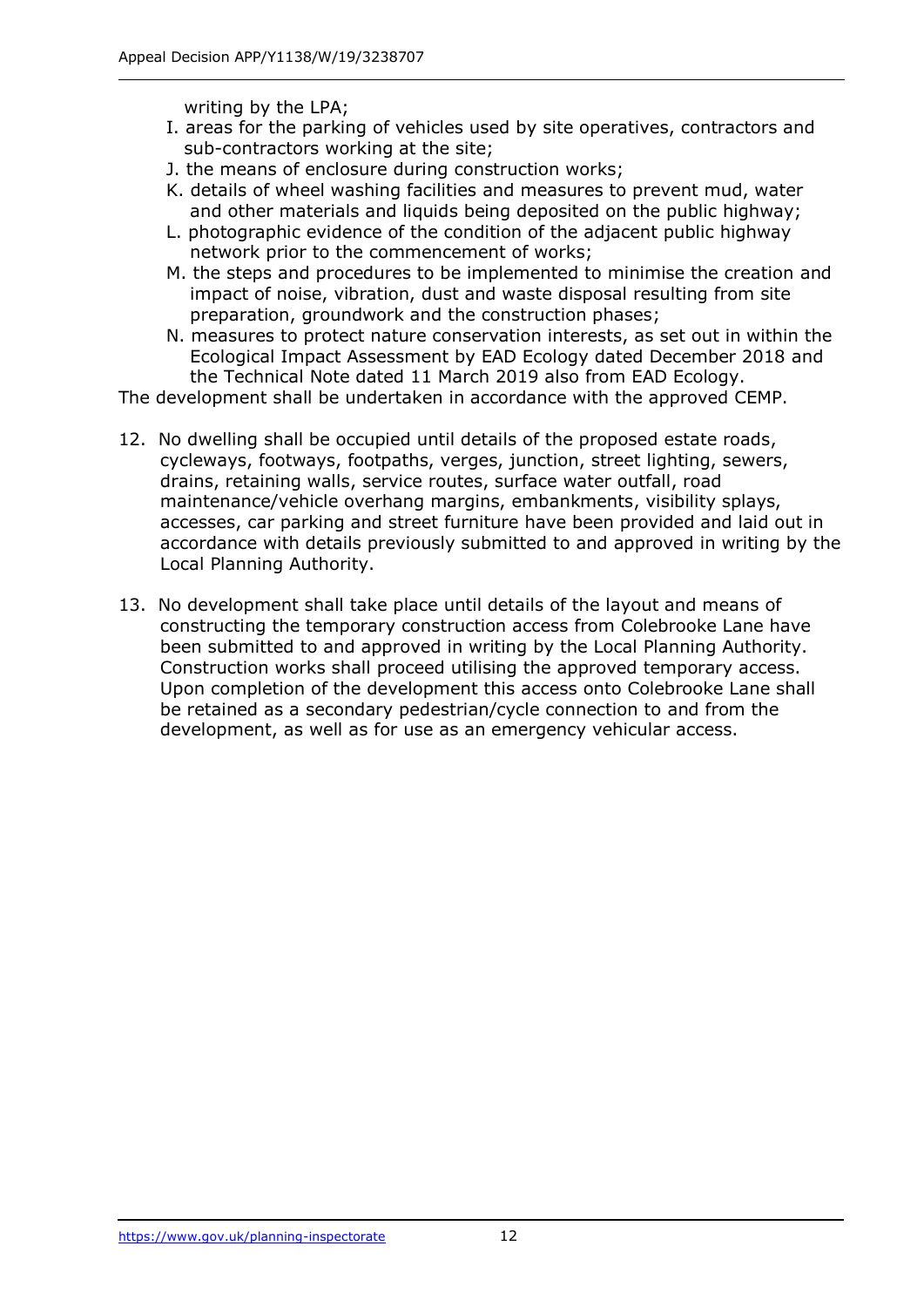writing by the LPA;

I. areas for the parking of vehicles used by site operatives, contractors and sub-contractors working at the site;

J. the means of enclosure during construction works;

K. details of wheel washing facilities and measures to prevent mud, water and other materials and liquids being deposited on the public highway;

L. photographic evidence of the condition of the adjacent public highway network prior to the commencement of works;

M. the steps and procedures to be implemented to minimise the creation and impact of noise, vibration, dust and waste disposal resulting from site preparation, groundwork and the construction phases;

N. measures to protect nature conservation interests, as set out in within the Ecological Impact Assessment by EAD Ecology dated December 2018 and the Technical Note dated 11 March 2019 also from EAD Ecology.

The development shall be undertaken in accordance with the approved CEMP.

12. No dwelling shall be occupied until details of the proposed estate roads, cycleways, footways, footpaths, verges, junction, street lighting, sewers, drains, retaining walls, service routes, surface water outfall, road maintenance/vehicle overhang margins, embankments, visibility splays, accesses, car parking and street furniture have been provided and laid out in accordance with details previously submitted to and approved in writing by the Local Planning Authority.

13. No development shall take place until details of the layout and means of constructing the temporary construction access from Colebrooke Lane have been submitted to and approved in writing by the Local Planning Authority. Construction works shall proceed utilising the approved temporary access. Upon completion of the development this access onto Colebrooke Lane shall be retained as a secondary pedestrian/cycle connection to and from the development, as well as for use as an emergency vehicular access.